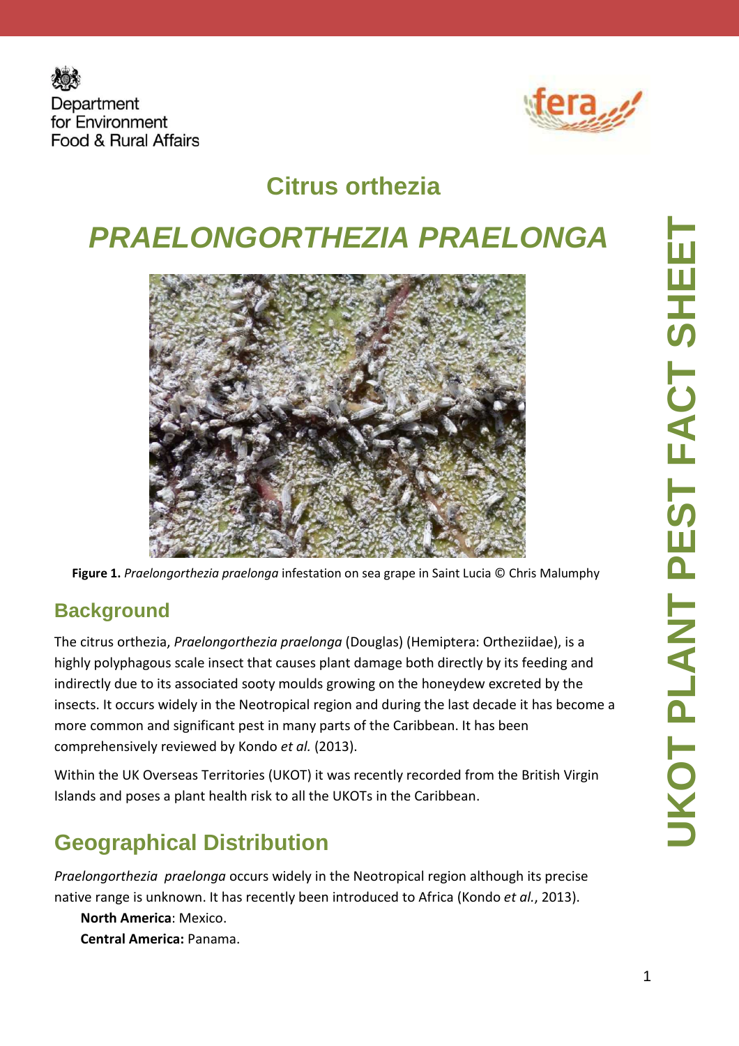Department for Environment Food & Rural Affairs

# Citrus orthezia

# *PRAELONGORTHEZIA PRAELONGA*

**Figure 1.** *Praelongorthezia praelonga* infestation on sea grape in Saint Lucia © Chris Malumphy

## Background

The citrus orthezia, *Praelongorthezia praelonga* (Douglas) (Hemiptera: Ortheziidae), is a highly polyphagous scale insect that causes plant damage both directly by its feeding and indirectly due to its associated sooty moulds growing on the honeydew excreted by the insects. It occurs widely in the Neotropical region and during the last decade it has become a more common and significant pest in many parts of the Caribbean. It has been comprehensively reviewed by Kondo *et al.* (2013).

Within the UK Overseas Territories (UKOT) it was recently recorded from the British Virgin Islands and poses a plant health risk to all the UKOTs in the Caribbean.

## Geographical Distribution

*Praelongorthezia praelonga* occurs widely in the Neotropical region although its precise native range is unknown. It has recently been introduced to Africa (Kondo *et al.*, 2013).

**North America**: Mexico.
**Central America:** Panama.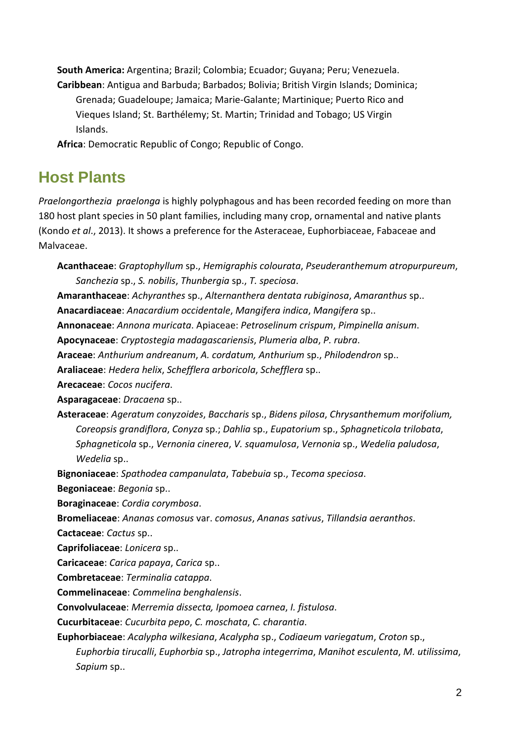**South America:** Argentina; Brazil; Colombia; Ecuador; Guyana; Peru; Venezuela.

**Caribbean**: Antigua and Barbuda; Barbados; Bolivia; British Virgin Islands; Dominica; Grenada; Guadeloupe; Jamaica; Marie-Galante; Martinique; Puerto Rico and Vieques Island; St. Barthélemy; St. Martin; Trinidad and Tobago; US Virgin Islands.

**Africa**: Democratic Republic of Congo; Republic of Congo.

## Host Plants

*Praelongorthezia praelonga* is highly polyphagous and has been recorded feeding on more than 180 host plant species in 50 plant families, including many crop, ornamental and native plants (Kondo *et al*., 2013). It shows a preference for the Asteraceae, Euphorbiaceae, Fabaceae and Malvaceae.

**Acanthaceae**: *Graptophyllum* sp., *Hemigraphis colourata*, *Pseuderanthemum atropurpureum*, *Sanchezia* sp., *S. nobilis*, *Thunbergia* sp., *T. speciosa*.

**Amaranthaceae**: *Achyranthes* sp., *Alternanthera dentata rubiginosa*, *Amaranthus* sp..

**Anacardiaceae**: *Anacardium occidentale*, *Mangifera indica*, *Mangifera* sp..

**Annonaceae**: *Annona muricata*. Apiaceae: *Petroselinum crispum*, *Pimpinella anisum*.

**Apocynaceae**: *Cryptostegia madagascariensis*, *Plumeria alba*, *P. rubra*.

**Araceae**: *Anthurium andreanum*, *A. cordatum, Anthurium* sp., *Philodendron* sp..

**Araliaceae**: *Hedera helix*, *Schefflera arboricola*, *Schefflera* sp..

**Arecaceae**: *Cocos nucifera*.

**Asparagaceae**: *Dracaena* sp..

**Asteraceae**: *Ageratum conyzoides*, *Baccharis* sp., *Bidens pilosa*, *Chrysanthemum morifolium, Coreopsis grandiflora*, *Conyza* sp.; *Dahlia* sp., *Eupatorium* sp., *Sphagneticola trilobata*, *Sphagneticola* sp., *Vernonia cinerea*, *V. squamulosa*, *Vernonia* sp., *Wedelia paludosa*, *Wedelia* sp..

**Bignoniaceae**: *Spathodea campanulata*, *Tabebuia* sp., *Tecoma speciosa*.

**Begoniaceae**: *Begonia* sp..

**Boraginaceae**: *Cordia corymbosa*.

**Bromeliaceae**: *Ananas comosus* var. *comosus*, *Ananas sativus*, *Tillandsia aeranthos*.

**Cactaceae**: *Cactus* sp..

**Caprifoliaceae**: *Lonicera* sp..

**Caricaceae**: *Carica papaya*, *Carica* sp..

**Combretaceae**: *Terminalia catappa*.

**Commelinaceae**: *Commelina benghalensis*.

**Convolvulaceae**: *Merremia dissecta, Ipomoea carnea*, *I. fistulosa*.

**Cucurbitaceae**: *Cucurbita pepo*, *C. moschata*, *C. charantia*.

**Euphorbiaceae**: *Acalypha wilkesiana*, *Acalypha* sp., *Codiaeum variegatum*, *Croton* sp., *Euphorbia tirucalli*, *Euphorbia* sp., *Jatropha integerrima*, *Manihot esculenta*, *M. utilissima*, *Sapium* sp..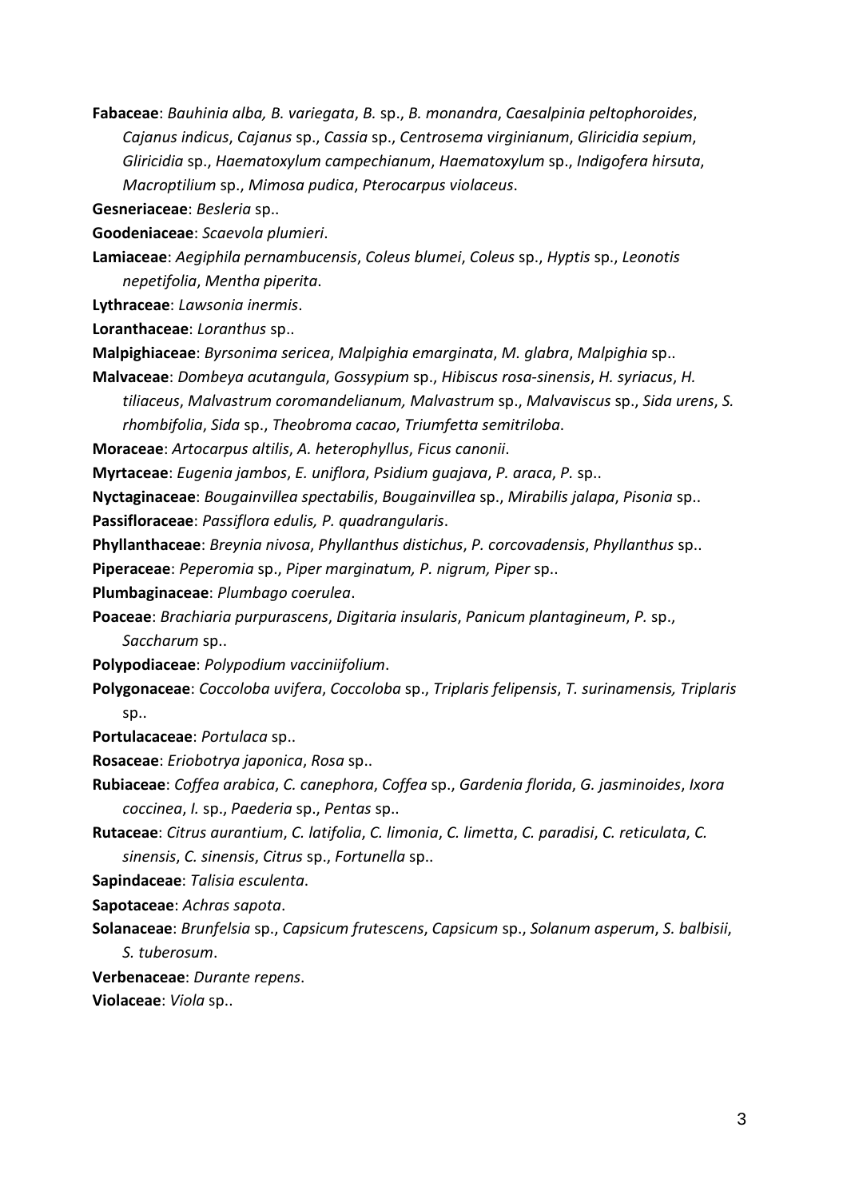**Fabaceae**: *Bauhinia alba, B. variegata*, *B.* sp., *B. monandra*, *Caesalpinia peltophoroides*, *Cajanus indicus*, *Cajanus* sp., *Cassia* sp., *Centrosema virginianum*, *Gliricidia sepium*, *Gliricidia* sp., *Haematoxylum campechianum*, *Haematoxylum* sp., *Indigofera hirsuta*, *Macroptilium* sp., *Mimosa pudica*, *Pterocarpus violaceus*.

**Gesneriaceae**: *Besleria* sp..

**Goodeniaceae**: *Scaevola plumieri*.

**Lamiaceae**: *Aegiphila pernambucensis*, *Coleus blumei*, *Coleus* sp., *Hyptis* sp., *Leonotis nepetifolia*, *Mentha piperita*.

**Lythraceae**: *Lawsonia inermis*.

**Loranthaceae**: *Loranthus* sp..

**Malpighiaceae**: *Byrsonima sericea*, *Malpighia emarginata*, *M. glabra*, *Malpighia* sp..

**Malvaceae**: *Dombeya acutangula*, *Gossypium* sp., *Hibiscus rosa-sinensis*, *H. syriacus*, *H. tiliaceus*, *Malvastrum coromandelianum, Malvastrum* sp., *Malvaviscus* sp., *Sida urens*, *S. rhombifolia*, *Sida* sp., *Theobroma cacao*, *Triumfetta semitriloba*.

**Moraceae**: *Artocarpus altilis*, *A. heterophyllus*, *Ficus canonii*.

**Myrtaceae**: *Eugenia jambos*, *E. uniflora*, *Psidium guajava*, *P. araca*, *P.* sp..

**Nyctaginaceae**: *Bougainvillea spectabilis*, *Bougainvillea* sp., *Mirabilis jalapa*, *Pisonia* sp..

**Passifloraceae**: *Passiflora edulis, P. quadrangularis*.

**Phyllanthaceae**: *Breynia nivosa*, *Phyllanthus distichus*, *P. corcovadensis*, *Phyllanthus* sp..

**Piperaceae**: *Peperomia* sp., *Piper marginatum, P. nigrum, Piper* sp..

**Plumbaginaceae**: *Plumbago coerulea*.

**Poaceae**: *Brachiaria purpurascens*, *Digitaria insularis*, *Panicum plantagineum*, *P.* sp., *Saccharum* sp..

**Polypodiaceae**: *Polypodium vacciniifolium*.

**Polygonaceae**: *Coccoloba uvifera*, *Coccoloba* sp., *Triplaris felipensis*, *T. surinamensis, Triplaris* sp..

**Portulacaceae**: *Portulaca* sp..

**Rosaceae**: *Eriobotrya japonica*, *Rosa* sp..

**Rubiaceae**: *Coffea arabica*, *C. canephora*, *Coffea* sp., *Gardenia florida*, *G. jasminoides*, *Ixora coccinea*, *I.* sp., *Paederia* sp., *Pentas* sp..

**Rutaceae**: *Citrus aurantium*, *C. latifolia*, *C. limonia*, *C. limetta*, *C. paradisi*, *C. reticulata*, *C. sinensis*, *C. sinensis*, *Citrus* sp., *Fortunella* sp..

**Sapindaceae**: *Talisia esculenta*.

**Sapotaceae**: *Achras sapota*.

**Solanaceae**: *Brunfelsia* sp., *Capsicum frutescens*, *Capsicum* sp., *Solanum asperum*, *S. balbisii*, *S. tuberosum*.

**Verbenaceae**: *Durante repens*.

**Violaceae**: *Viola* sp..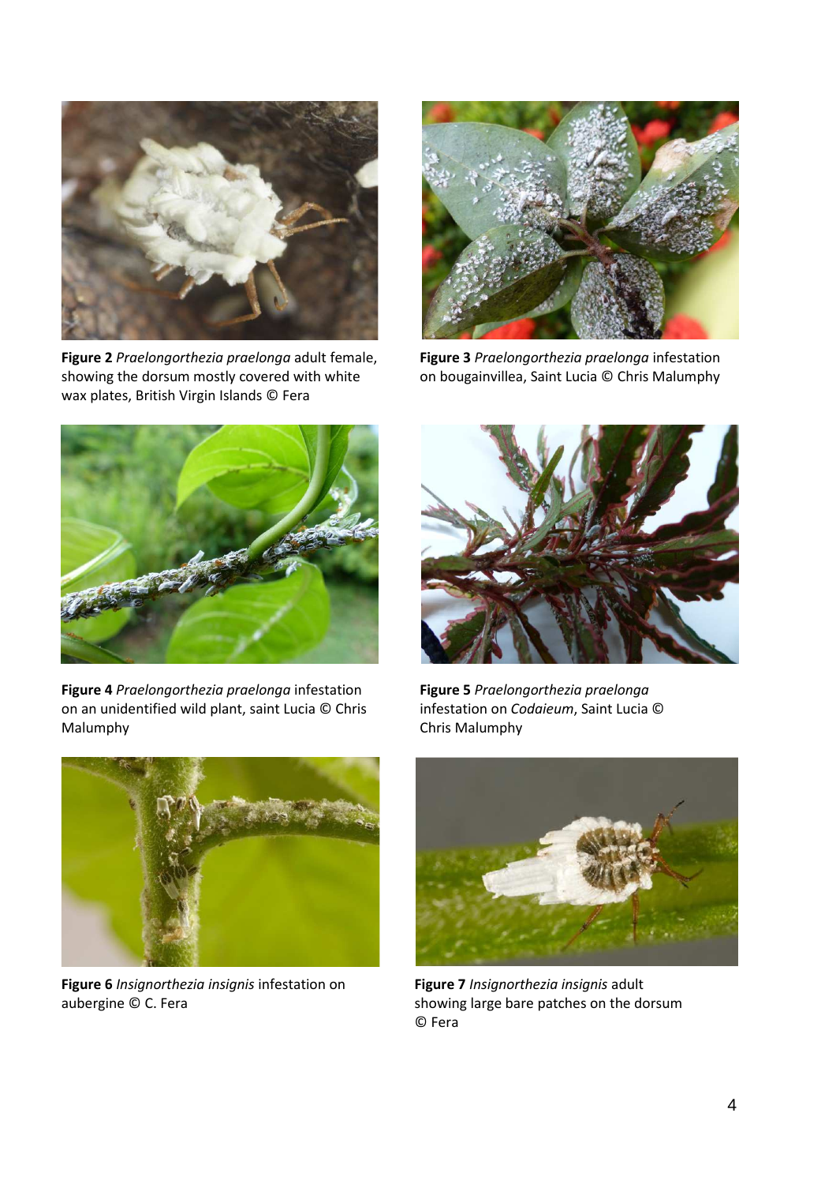**Figure 2** *Praelongorthezia praelonga* adult female, showing the dorsum mostly covered with white wax plates, British Virgin Islands © Fera

**Figure 3** *Praelongorthezia praelonga* infestation on bougainvillea, Saint Lucia © Chris Malumphy

**Figure 4** *Praelongorthezia praelonga* infestation on an unidentified wild plant, saint Lucia © Chris Malumphy

**Figure 5** *Praelongorthezia praelonga* infestation on *Codaieum*, Saint Lucia © Chris Malumphy

**Figure 6** *Insignorthezia insignis* infestation on aubergine © C. Fera

**Figure 7** *Insignorthezia insignis* adult showing large bare patches on the dorsum © Fera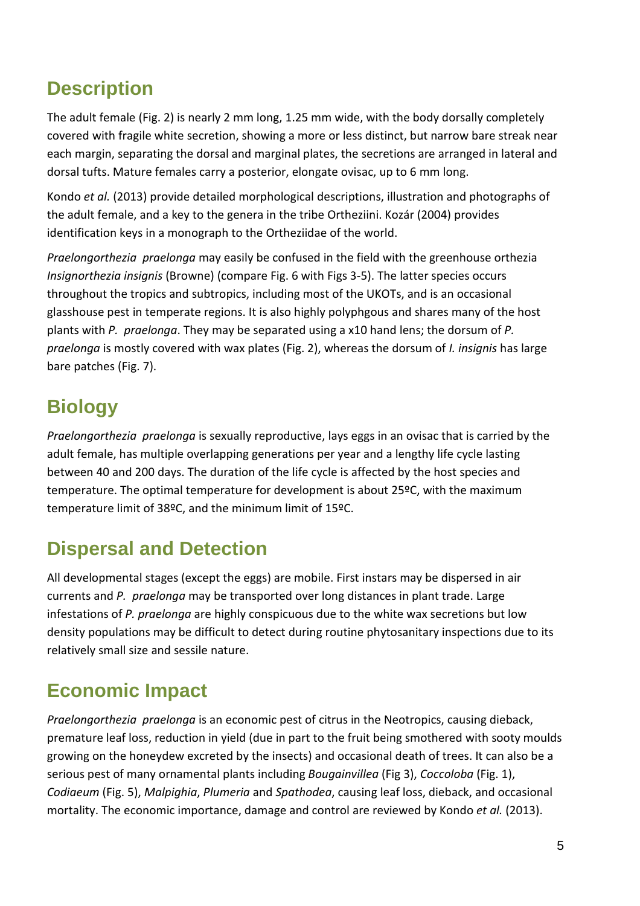## Description

The adult female (Fig. 2) is nearly 2 mm long, 1.25 mm wide, with the body dorsally completely covered with fragile white secretion, showing a more or less distinct, but narrow bare streak near each margin, separating the dorsal and marginal plates, the secretions are arranged in lateral and dorsal tufts. Mature females carry a posterior, elongate ovisac, up to 6 mm long.

Kondo *et al.* (2013) provide detailed morphological descriptions, illustration and photographs of the adult female, and a key to the genera in the tribe Ortheziini. Kozár (2004) provides identification keys in a monograph to the Ortheziidae of the world.

*Praelongorthezia praelonga* may easily be confused in the field with the greenhouse orthezia *Insignorthezia insignis* (Browne) (compare Fig. 6 with Figs 3-5). The latter species occurs throughout the tropics and subtropics, including most of the UKOTs, and is an occasional glasshouse pest in temperate regions. It is also highly polyphgous and shares many of the host plants with *P. praelonga*. They may be separated using a x10 hand lens; the dorsum of *P. praelonga* is mostly covered with wax plates (Fig. 2), whereas the dorsum of *I. insignis* has large bare patches (Fig. 7).

## Biology

*Praelongorthezia praelonga* is sexually reproductive, lays eggs in an ovisac that is carried by the adult female, has multiple overlapping generations per year and a lengthy life cycle lasting between 40 and 200 days. The duration of the life cycle is affected by the host species and temperature. The optimal temperature for development is about 25ºC, with the maximum temperature limit of 38ºC, and the minimum limit of 15ºC.

## Dispersal and Detection

All developmental stages (except the eggs) are mobile. First instars may be dispersed in air currents and *P. praelonga* may be transported over long distances in plant trade. Large infestations of *P. praelonga* are highly conspicuous due to the white wax secretions but low density populations may be difficult to detect during routine phytosanitary inspections due to its relatively small size and sessile nature.

## Economic Impact

*Praelongorthezia praelonga* is an economic pest of citrus in the Neotropics, causing dieback, premature leaf loss, reduction in yield (due in part to the fruit being smothered with sooty moulds growing on the honeydew excreted by the insects) and occasional death of trees. It can also be a serious pest of many ornamental plants including *Bougainvillea* (Fig 3), *Coccoloba* (Fig. 1), *Codiaeum* (Fig. 5), *Malpighia*, *Plumeria* and *Spathodea*, causing leaf loss, dieback, and occasional mortality. The economic importance, damage and control are reviewed by Kondo *et al.* (2013).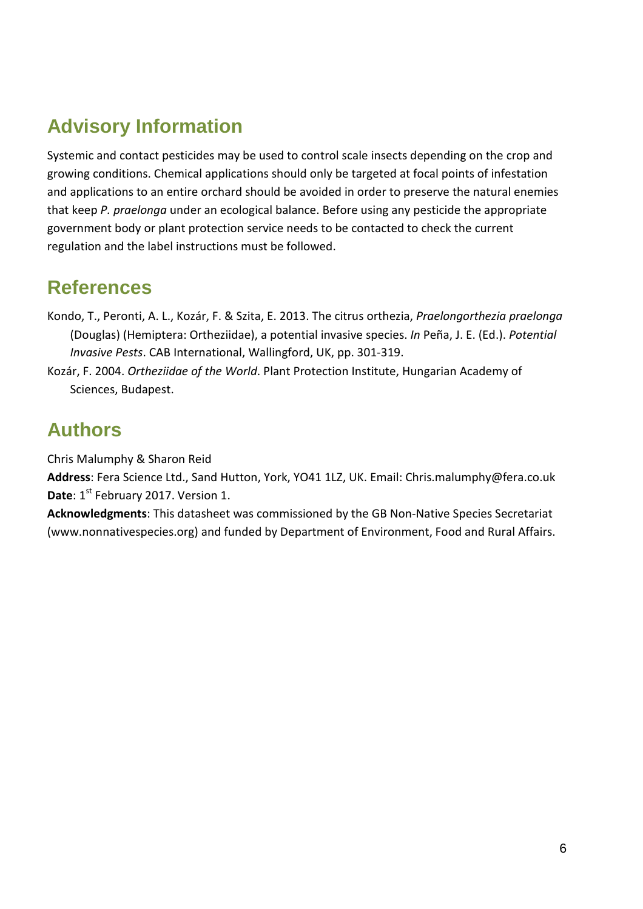## Advisory Information

Systemic and contact pesticides may be used to control scale insects depending on the crop and growing conditions. Chemical applications should only be targeted at focal points of infestation and applications to an entire orchard should be avoided in order to preserve the natural enemies that keep *P. praelonga* under an ecological balance. Before using any pesticide the appropriate government body or plant protection service needs to be contacted to check the current regulation and the label instructions must be followed.

## References

Kondo, T., Peronti, A. L., Kozár, F. & Szita, E. 2013. The citrus orthezia, *Praelongorthezia praelonga* (Douglas) (Hemiptera: Ortheziidae), a potential invasive species. *In* Peña, J. E. (Ed.). *Potential Invasive Pests*. CAB International, Wallingford, UK, pp. 301-319.

Kozár, F. 2004. *Ortheziidae of the World*. Plant Protection Institute, Hungarian Academy of Sciences, Budapest.

## Authors

Chris Malumphy & Sharon Reid

**Address**: Fera Science Ltd., Sand Hutton, York, YO41 1LZ, UK. Email: Chris.malumphy@fera.co.uk

**Date**: 1st February 2017. Version 1.

**Acknowledgments**: This datasheet was commissioned by the GB Non-Native Species Secretariat (www.nonnativespecies.org) and funded by Department of Environment, Food and Rural Affairs.